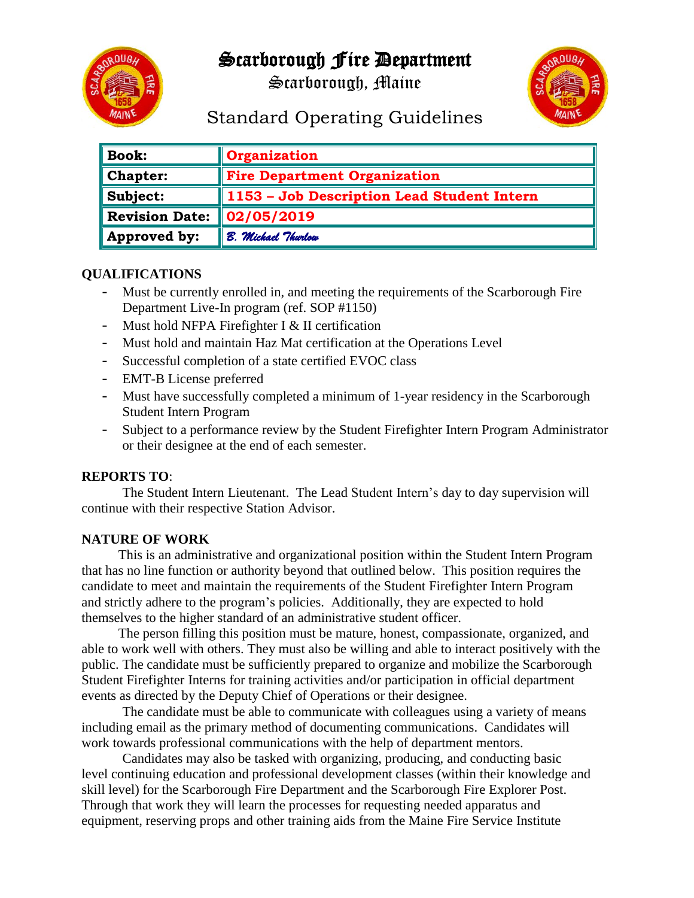# Scarborough Fire Department

Scarborough, Maine

## Standard Operating Guidelines

| | |
|---|---|
| **Book:** | **Organization** |
| **Chapter:** | **Fire Department Organization** |
| **Subject:** | **1153 – Job Description Lead Student Intern** |
| **Revision Date:** | **02/05/2019** |
| **Approved by:** | *B. Michael Thurlow* |

### QUALIFICATIONS

- Must be currently enrolled in, and meeting the requirements of the Scarborough Fire Department Live-In program (ref. SOP #1150)
- Must hold NFPA Firefighter I & II certification
- Must hold and maintain Haz Mat certification at the Operations Level
- Successful completion of a state certified EVOC class
- EMT-B License preferred
- Must have successfully completed a minimum of 1-year residency in the Scarborough Student Intern Program
- Subject to a performance review by the Student Firefighter Intern Program Administrator or their designee at the end of each semester.

### REPORTS TO:

The Student Intern Lieutenant. The Lead Student Intern's day to day supervision will continue with their respective Station Advisor.

### NATURE OF WORK

This is an administrative and organizational position within the Student Intern Program that has no line function or authority beyond that outlined below. This position requires the candidate to meet and maintain the requirements of the Student Firefighter Intern Program and strictly adhere to the program's policies. Additionally, they are expected to hold themselves to the higher standard of an administrative student officer.

The person filling this position must be mature, honest, compassionate, organized, and able to work well with others. They must also be willing and able to interact positively with the public. The candidate must be sufficiently prepared to organize and mobilize the Scarborough Student Firefighter Interns for training activities and/or participation in official department events as directed by the Deputy Chief of Operations or their designee.

The candidate must be able to communicate with colleagues using a variety of means including email as the primary method of documenting communications. Candidates will work towards professional communications with the help of department mentors.

Candidates may also be tasked with organizing, producing, and conducting basic level continuing education and professional development classes (within their knowledge and skill level) for the Scarborough Fire Department and the Scarborough Fire Explorer Post. Through that work they will learn the processes for requesting needed apparatus and equipment, reserving props and other training aids from the Maine Fire Service Institute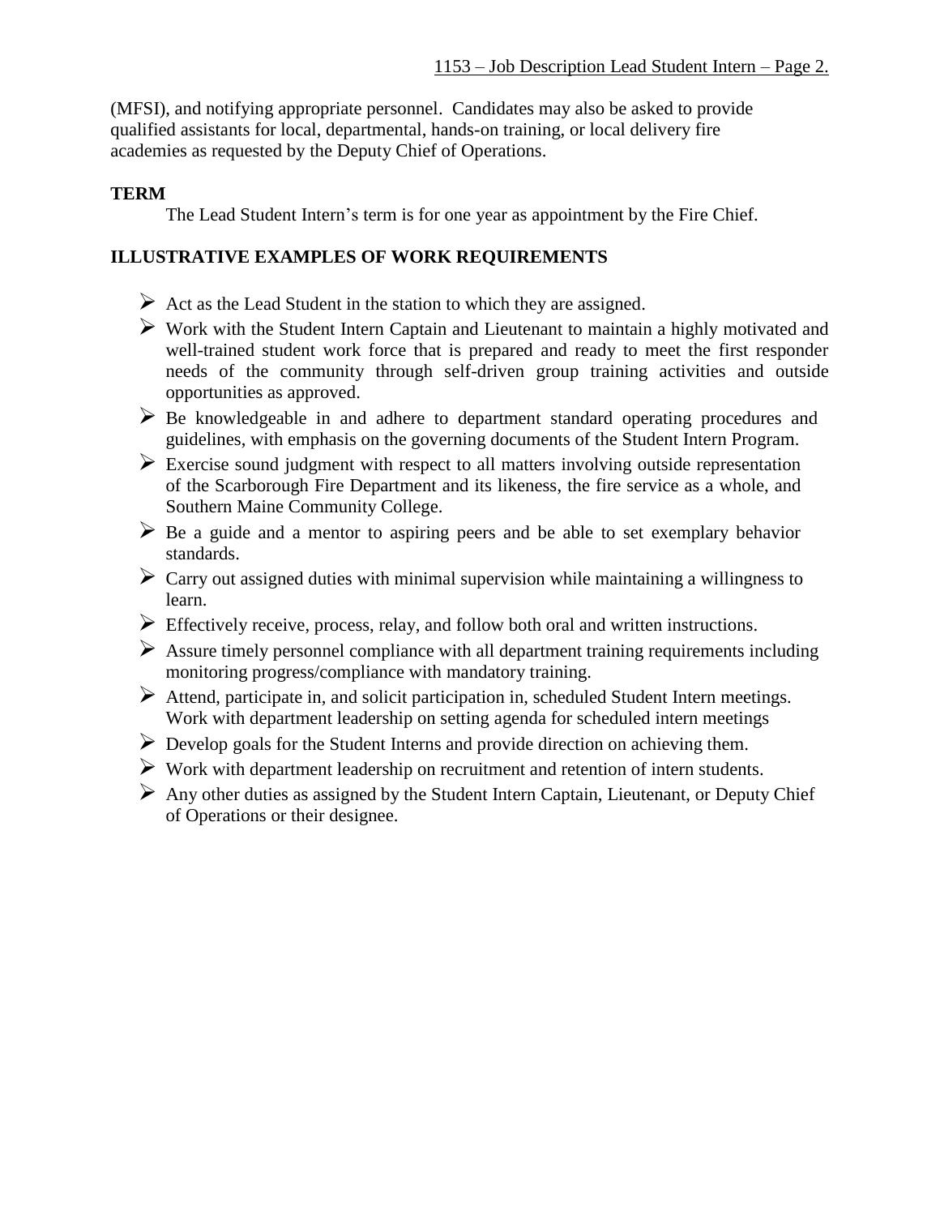(MFSI), and notifying appropriate personnel. Candidates may also be asked to provide qualified assistants for local, departmental, hands-on training, or local delivery fire academies as requested by the Deputy Chief of Operations.

**TERM**

The Lead Student Intern's term is for one year as appointment by the Fire Chief.

**ILLUSTRATIVE EXAMPLES OF WORK REQUIREMENTS**

- Act as the Lead Student in the station to which they are assigned.
- Work with the Student Intern Captain and Lieutenant to maintain a highly motivated and well-trained student work force that is prepared and ready to meet the first responder needs of the community through self-driven group training activities and outside opportunities as approved.
- Be knowledgeable in and adhere to department standard operating procedures and guidelines, with emphasis on the governing documents of the Student Intern Program.
- Exercise sound judgment with respect to all matters involving outside representation of the Scarborough Fire Department and its likeness, the fire service as a whole, and Southern Maine Community College.
- Be a guide and a mentor to aspiring peers and be able to set exemplary behavior standards.
- Carry out assigned duties with minimal supervision while maintaining a willingness to learn.
- Effectively receive, process, relay, and follow both oral and written instructions.
- Assure timely personnel compliance with all department training requirements including monitoring progress/compliance with mandatory training.
- Attend, participate in, and solicit participation in, scheduled Student Intern meetings. Work with department leadership on setting agenda for scheduled intern meetings
- Develop goals for the Student Interns and provide direction on achieving them.
- Work with department leadership on recruitment and retention of intern students.
- Any other duties as assigned by the Student Intern Captain, Lieutenant, or Deputy Chief of Operations or their designee.